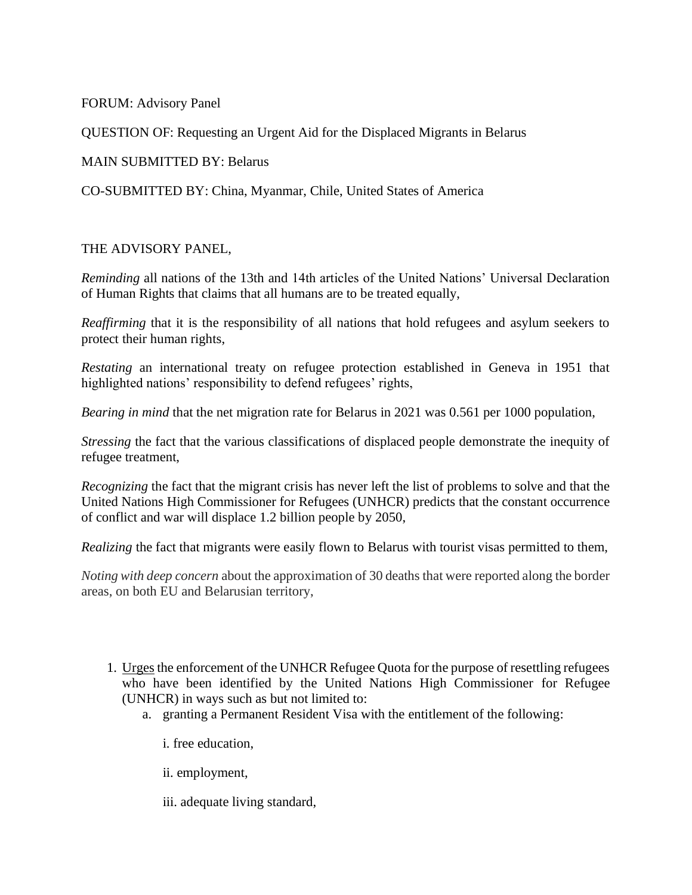FORUM: Advisory Panel

QUESTION OF: Requesting an Urgent Aid for the Displaced Migrants in Belarus

MAIN SUBMITTED BY: Belarus

CO-SUBMITTED BY: China, Myanmar, Chile, United States of America

THE ADVISORY PANEL,

*Reminding* all nations of the 13th and 14th articles of the United Nations' Universal Declaration of Human Rights that claims that all humans are to be treated equally,

*Reaffirming* that it is the responsibility of all nations that hold refugees and asylum seekers to protect their human rights,

*Restating* an international treaty on refugee protection established in Geneva in 1951 that highlighted nations' responsibility to defend refugees' rights,

*Bearing in mind* that the net migration rate for Belarus in 2021 was 0.561 per 1000 population,

*Stressing* the fact that the various classifications of displaced people demonstrate the inequity of refugee treatment,

*Recognizing* the fact that the migrant crisis has never left the list of problems to solve and that the United Nations High Commissioner for Refugees (UNHCR) predicts that the constant occurrence of conflict and war will displace 1.2 billion people by 2050,

*Realizing* the fact that migrants were easily flown to Belarus with tourist visas permitted to them,

*Noting with deep concern* about the approximation of 30 deaths that were reported along the border areas, on both EU and Belarusian territory,

1. <u>Urges</u> the enforcement of the UNHCR Refugee Quota for the purpose of resettling refugees who have been identified by the United Nations High Commissioner for Refugee (UNHCR) in ways such as but not limited to:
    a. granting a Permanent Resident Visa with the entitlement of the following:

        i. free education,

        ii. employment,

        iii. adequate living standard,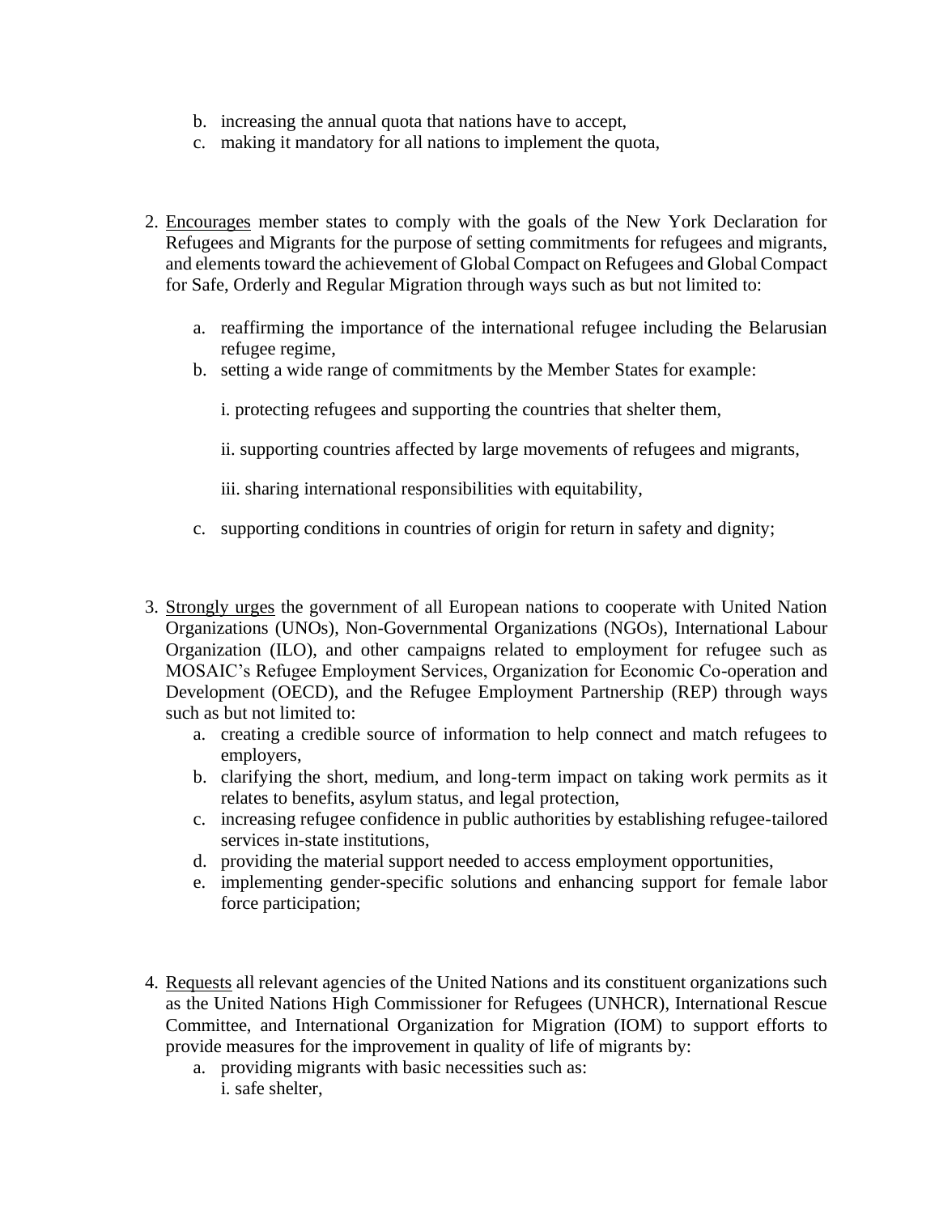b. increasing the annual quota that nations have to accept,
   c. making it mandatory for all nations to implement the quota,

2. <u>Encourages</u> member states to comply with the goals of the New York Declaration for Refugees and Migrants for the purpose of setting commitments for refugees and migrants, and elements toward the achievement of Global Compact on Refugees and Global Compact for Safe, Orderly and Regular Migration through ways such as but not limited to:

   a. reaffirming the importance of the international refugee including the Belarusian refugee regime,
   b. setting a wide range of commitments by the Member States for example:

      i. protecting refugees and supporting the countries that shelter them,

      ii. supporting countries affected by large movements of refugees and migrants,

      iii. sharing international responsibilities with equitability,

   c. supporting conditions in countries of origin for return in safety and dignity;

3. <u>Strongly urges</u> the government of all European nations to cooperate with United Nation Organizations (UNOs), Non-Governmental Organizations (NGOs), International Labour Organization (ILO), and other campaigns related to employment for refugee such as MOSAIC's Refugee Employment Services, Organization for Economic Co-operation and Development (OECD), and the Refugee Employment Partnership (REP) through ways such as but not limited to:
   a. creating a credible source of information to help connect and match refugees to employers,
   b. clarifying the short, medium, and long-term impact on taking work permits as it relates to benefits, asylum status, and legal protection,
   c. increasing refugee confidence in public authorities by establishing refugee-tailored services in-state institutions,
   d. providing the material support needed to access employment opportunities,
   e. implementing gender-specific solutions and enhancing support for female labor force participation;

4. <u>Requests</u> all relevant agencies of the United Nations and its constituent organizations such as the United Nations High Commissioner for Refugees (UNHCR), International Rescue Committee, and International Organization for Migration (IOM) to support efforts to provide measures for the improvement in quality of life of migrants by:
   a. providing migrants with basic necessities such as:
      i. safe shelter,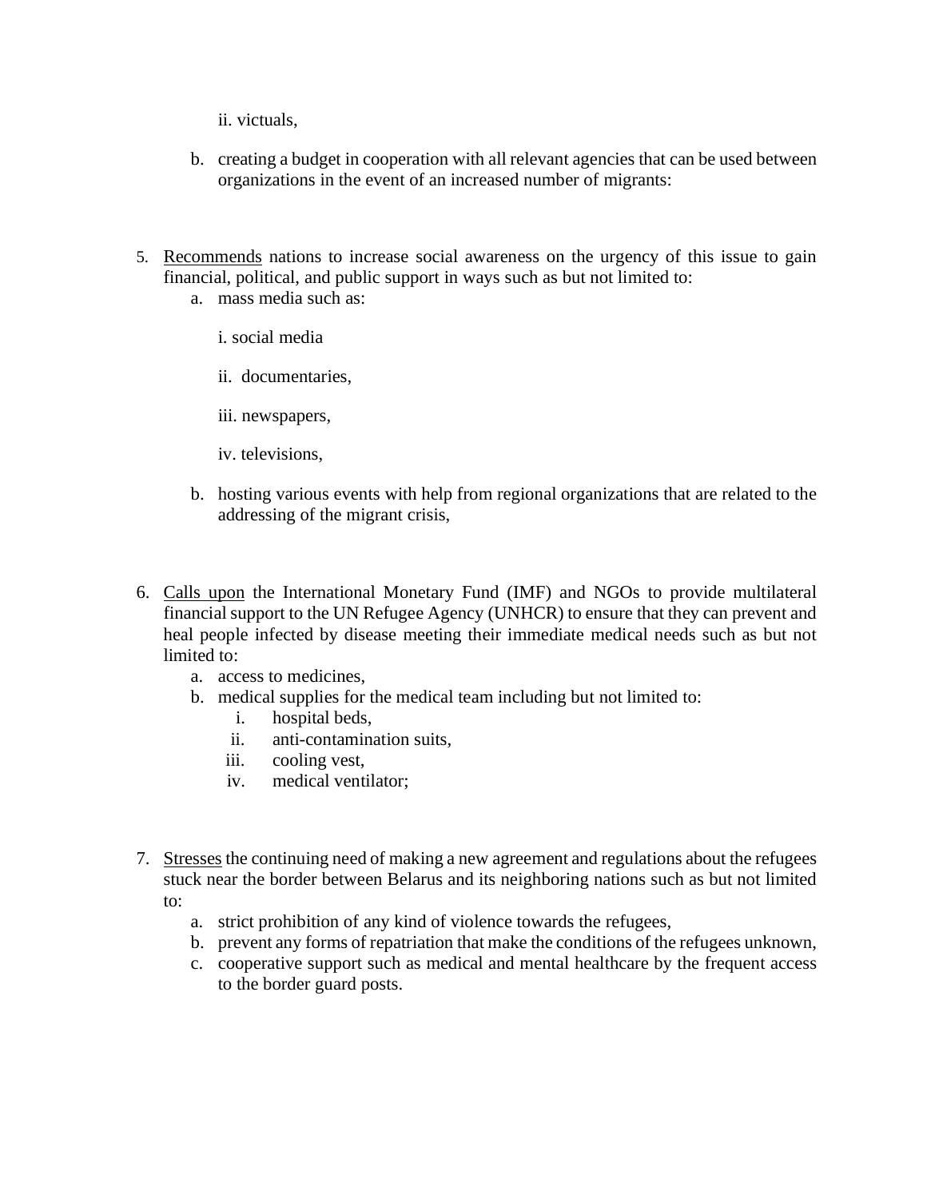ii. victuals,

b. creating a budget in cooperation with all relevant agencies that can be used between organizations in the event of an increased number of migrants:

5. <u>Recommends</u> nations to increase social awareness on the urgency of this issue to gain financial, political, and public support in ways such as but not limited to:
   a. mass media such as:

      i. social media

      ii. documentaries,

      iii. newspapers,

      iv. televisions,

   b. hosting various events with help from regional organizations that are related to the addressing of the migrant crisis,

6. <u>Calls upon</u> the International Monetary Fund (IMF) and NGOs to provide multilateral financial support to the UN Refugee Agency (UNHCR) to ensure that they can prevent and heal people infected by disease meeting their immediate medical needs such as but not limited to:
   a. access to medicines,
   b. medical supplies for the medical team including but not limited to:
      i. hospital beds,
      ii. anti-contamination suits,
      iii. cooling vest,
      iv. medical ventilator;

7. <u>Stresses</u> the continuing need of making a new agreement and regulations about the refugees stuck near the border between Belarus and its neighboring nations such as but not limited to:
   a. strict prohibition of any kind of violence towards the refugees,
   b. prevent any forms of repatriation that make the conditions of the refugees unknown,
   c. cooperative support such as medical and mental healthcare by the frequent access to the border guard posts.